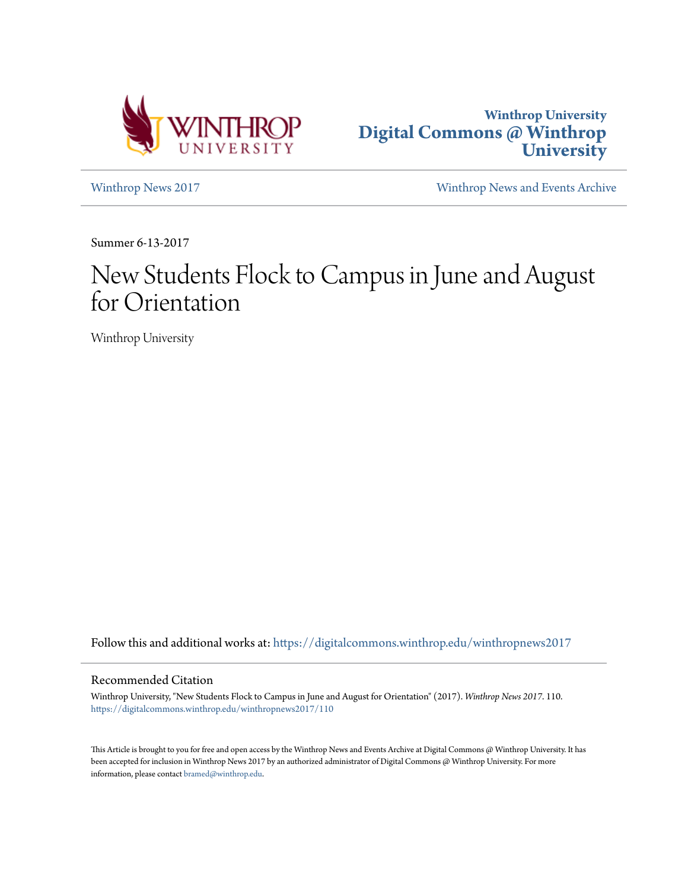Winthrop University
**Digital Commons @ Winthrop University**

Winthrop News 2017

Winthrop News and Events Archive

Summer 6-13-2017

# New Students Flock to Campus in June and August for Orientation

Winthrop University

Follow this and additional works at: https://digitalcommons.winthrop.edu/winthropnews2017

## Recommended Citation

Winthrop University, "New Students Flock to Campus in June and August for Orientation" (2017). *Winthrop News 2017*. 110.
https://digitalcommons.winthrop.edu/winthropnews2017/110

This Article is brought to you for free and open access by the Winthrop News and Events Archive at Digital Commons @ Winthrop University. It has been accepted for inclusion in Winthrop News 2017 by an authorized administrator of Digital Commons @ Winthrop University. For more information, please contact bramed@winthrop.edu.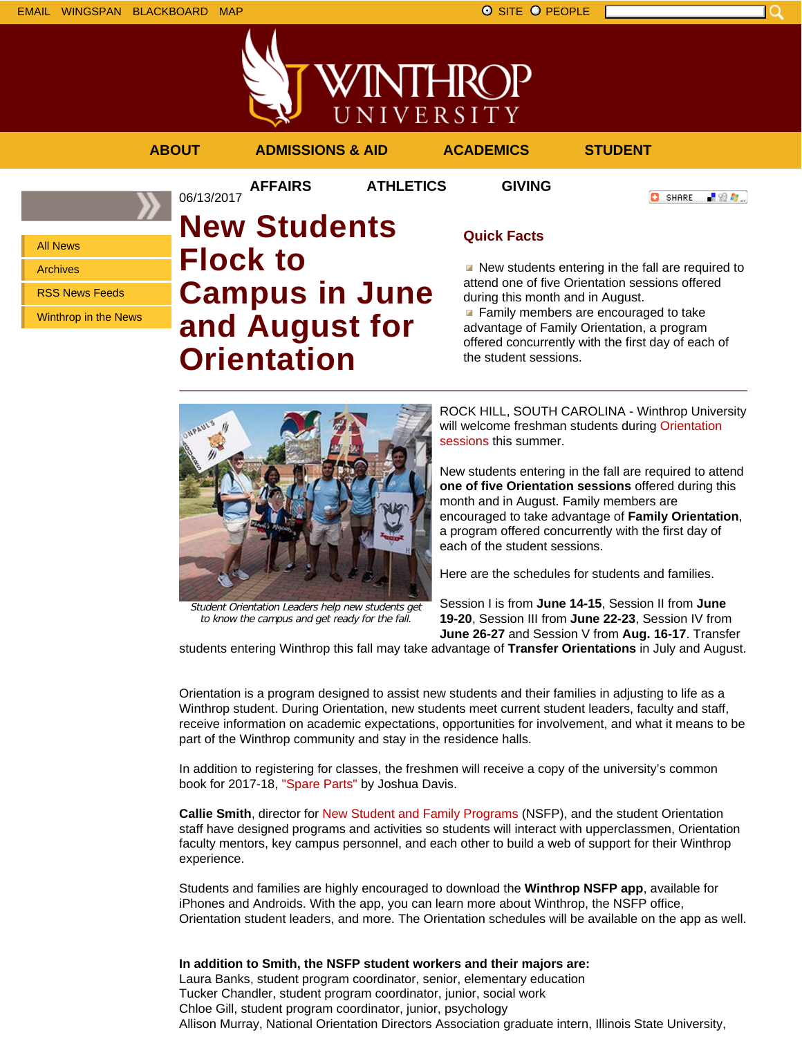EMAIL WINGSPAN BLACKBOARD MAP

SITE PEOPLE

ABOUT ADMISSIONS & AID ACADEMICS STUDENT AFFAIRS ATHLETICS GIVING

- All News
- Archives
- RSS News Feeds
- Winthrop in the News

06/13/2017

# New Students Flock to Campus in June and August for Orientation

## Quick Facts

- New students entering in the fall are required to attend one of five Orientation sessions offered during this month and in August.
- Family members are encouraged to take advantage of Family Orientation, a program offered concurrently with the first day of each of the student sessions.

---

*Student Orientation Leaders help new students get to know the campus and get ready for the fall.*

ROCK HILL, SOUTH CAROLINA - Winthrop University will welcome freshman students during Orientation sessions this summer.

New students entering in the fall are required to attend **one of five Orientation sessions** offered during this month and in August. Family members are encouraged to take advantage of **Family Orientation**, a program offered concurrently with the first day of each of the student sessions.

Here are the schedules for students and families.

Session I is from **June 14-15**, Session II from **June 19-20**, Session III from **June 22-23**, Session IV from **June 26-27** and Session V from **Aug. 16-17**. Transfer students entering Winthrop this fall may take advantage of **Transfer Orientations** in July and August.

Orientation is a program designed to assist new students and their families in adjusting to life as a Winthrop student. During Orientation, new students meet current student leaders, faculty and staff, receive information on academic expectations, opportunities for involvement, and what it means to be part of the Winthrop community and stay in the residence halls.

In addition to registering for classes, the freshmen will receive a copy of the university's common book for 2017-18, "Spare Parts" by Joshua Davis.

**Callie Smith**, director for New Student and Family Programs (NSFP), and the student Orientation staff have designed programs and activities so students will interact with upperclassmen, Orientation faculty mentors, key campus personnel, and each other to build a web of support for their Winthrop experience.

Students and families are highly encouraged to download the **Winthrop NSFP app**, available for iPhones and Androids. With the app, you can learn more about Winthrop, the NSFP office, Orientation student leaders, and more. The Orientation schedules will be available on the app as well.

**In addition to Smith, the NSFP student workers and their majors are:**
Laura Banks, student program coordinator, senior, elementary education
Tucker Chandler, student program coordinator, junior, social work
Chloe Gill, student program coordinator, junior, psychology
Allison Murray, National Orientation Directors Association graduate intern, Illinois State University,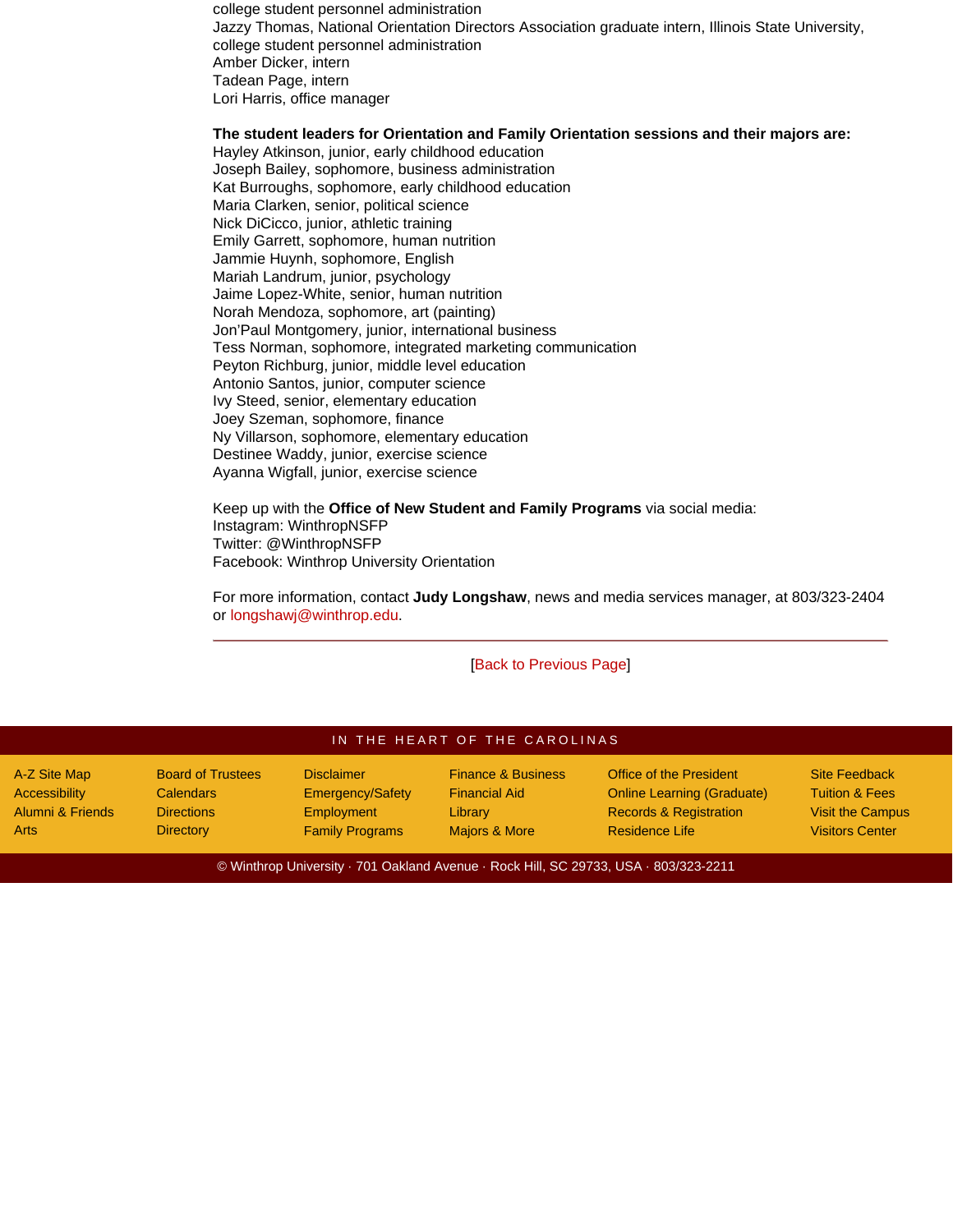college student personnel administration
Jazzy Thomas, National Orientation Directors Association graduate intern, Illinois State University, college student personnel administration
Amber Dicker, intern
Tadean Page, intern
Lori Harris, office manager

**The student leaders for Orientation and Family Orientation sessions and their majors are:**
Hayley Atkinson, junior, early childhood education
Joseph Bailey, sophomore, business administration
Kat Burroughs, sophomore, early childhood education
Maria Clarken, senior, political science
Nick DiCicco, junior, athletic training
Emily Garrett, sophomore, human nutrition
Jammie Huynh, sophomore, English
Mariah Landrum, junior, psychology
Jaime Lopez-White, senior, human nutrition
Norah Mendoza, sophomore, art (painting)
Jon'Paul Montgomery, junior, international business
Tess Norman, sophomore, integrated marketing communication
Peyton Richburg, junior, middle level education
Antonio Santos, junior, computer science
Ivy Steed, senior, elementary education
Joey Szeman, sophomore, finance
Ny Villarson, sophomore, elementary education
Destinee Waddy, junior, exercise science
Ayanna Wigfall, junior, exercise science

Keep up with the **Office of New Student and Family Programs** via social media:
Instagram: WinthropNSFP
Twitter: @WinthropNSFP
Facebook: Winthrop University Orientation

For more information, contact **Judy Longshaw**, news and media services manager, at 803/323-2404 or longshawj@winthrop.edu.

---

[Back to Previous Page]

IN THE HEART OF THE CAROLINAS

A-Z Site Map
Accessibility
Alumni & Friends
Arts
Board of Trustees
Calendars
Directions
Directory
Disclaimer
Emergency/Safety
Employment
Family Programs
Finance & Business
Financial Aid
Library
Majors & More
Office of the President
Online Learning (Graduate)
Records & Registration
Residence Life
Site Feedback
Tuition & Fees
Visit the Campus
Visitors Center

© Winthrop University · 701 Oakland Avenue · Rock Hill, SC 29733, USA · 803/323-2211